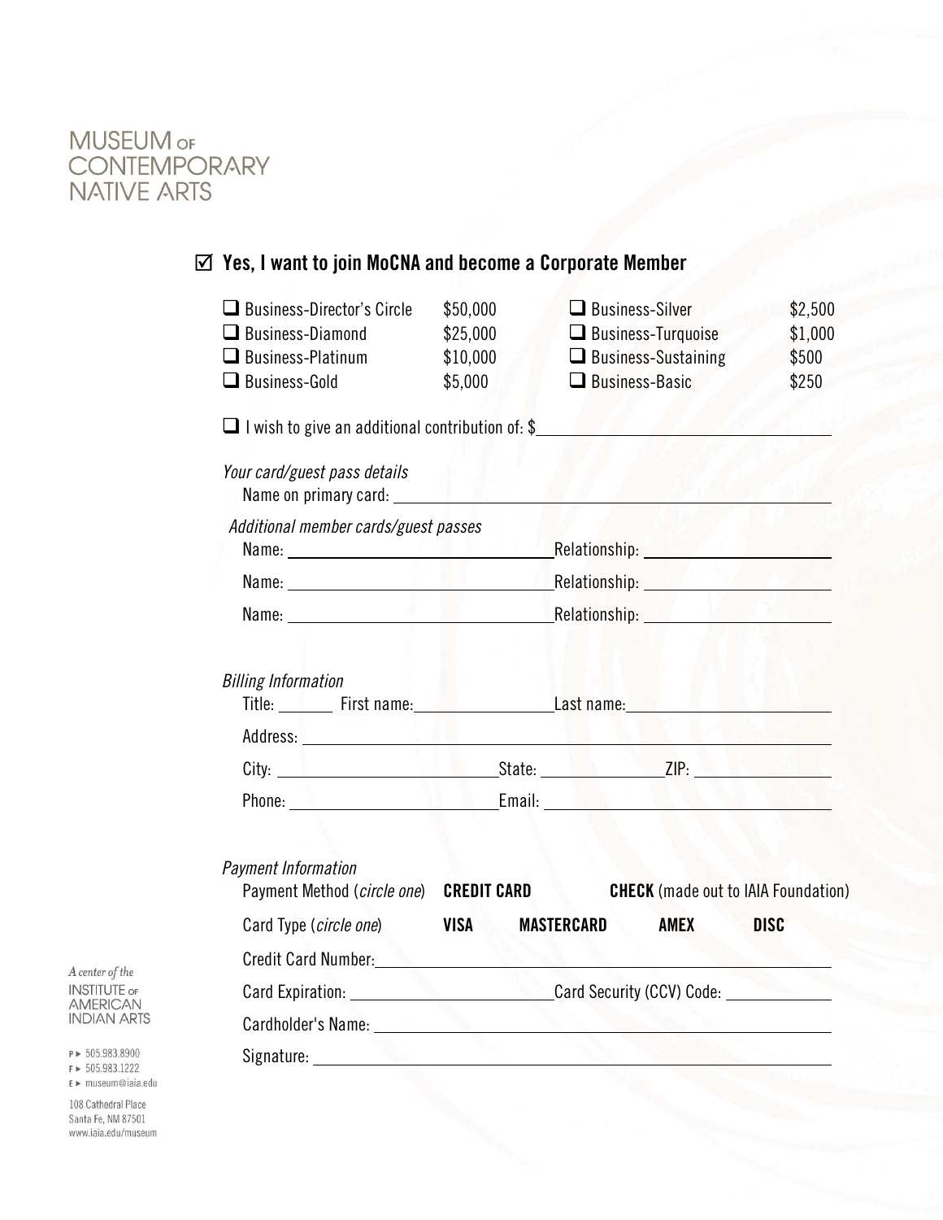# MUSEUM OF CONTEMPORARY NATIVE ARTS

## ☑ Yes, I want to join MoCNA and become a Corporate Member

| | | | |
|---|---|---|---|
| ☐ Business-Director's Circle | $50,000 | ☐ Business-Silver | $2,500 |
| ☐ Business-Diamond | $25,000 | ☐ Business-Turquoise | $1,000 |
| ☐ Business-Platinum | $10,000 | ☐ Business-Sustaining | $500 |
| ☐ Business-Gold | $5,000 | ☐ Business-Basic | $250 |

☐ I wish to give an additional contribution of: $\_\_\_\_\_\_\_\_\_\_\_\_\_\_\_\_\_\_\_\_

*Your card/guest pass details*

Name on primary card: \_\_\_\_\_\_\_\_\_\_\_\_\_\_\_\_\_\_\_\_

*Additional member cards/guest passes*

Name: \_\_\_\_\_\_\_\_\_\_\_\_\_\_\_\_\_\_\_\_ Relationship: \_\_\_\_\_\_\_\_\_\_\_\_\_\_\_\_\_\_\_\_

Name: \_\_\_\_\_\_\_\_\_\_\_\_\_\_\_\_\_\_\_\_ Relationship: \_\_\_\_\_\_\_\_\_\_\_\_\_\_\_\_\_\_\_\_

Name: \_\_\_\_\_\_\_\_\_\_\_\_\_\_\_\_\_\_\_\_ Relationship: \_\_\_\_\_\_\_\_\_\_\_\_\_\_\_\_\_\_\_\_

*Billing Information*

Title: \_\_\_\_\_\_ First name: \_\_\_\_\_\_\_\_\_\_\_\_\_\_\_\_ Last name: \_\_\_\_\_\_\_\_\_\_\_\_\_\_\_\_\_\_\_\_

Address: \_\_\_\_\_\_\_\_\_\_\_\_\_\_\_\_\_\_\_\_\_\_\_\_\_\_\_\_\_\_\_\_\_\_\_\_\_\_\_\_

City: \_\_\_\_\_\_\_\_\_\_\_\_\_\_\_\_\_\_\_\_ State: \_\_\_\_\_\_\_\_\_\_\_\_ ZIP: \_\_\_\_\_\_\_\_\_\_\_\_

Phone: \_\_\_\_\_\_\_\_\_\_\_\_\_\_\_\_\_\_\_\_ Email: \_\_\_\_\_\_\_\_\_\_\_\_\_\_\_\_\_\_\_\_\_\_\_\_\_\_\_\_

*Payment Information*

Payment Method (*circle one*) **CREDIT CARD** **CHECK** (made out to IAIA Foundation)

Card Type (*circle one*) **VISA** **MASTERCARD** **AMEX** **DISC**

Credit Card Number: \_\_\_\_\_\_\_\_\_\_\_\_\_\_\_\_\_\_\_\_\_\_\_\_\_\_\_\_\_\_\_\_\_\_\_\_\_\_\_\_

Card Expiration: \_\_\_\_\_\_\_\_\_\_\_\_\_\_\_\_\_\_\_\_ Card Security (CCV) Code: \_\_\_\_\_\_\_\_\_\_\_\_

Cardholder's Name: \_\_\_\_\_\_\_\_\_\_\_\_\_\_\_\_\_\_\_\_\_\_\_\_\_\_\_\_\_\_\_\_\_\_\_\_\_\_\_\_

Signature: \_\_\_\_\_\_\_\_\_\_\_\_\_\_\_\_\_\_\_\_\_\_\_\_\_\_\_\_\_\_\_\_\_\_\_\_\_\_\_\_

*A center of the* INSTITUTE OF AMERICAN INDIAN ARTS

P ► 505.983.8900
F ► 505.983.1222
E ► museum@iaia.edu

108 Cathedral Place
Santa Fe, NM 87501
www.iaia.edu/museum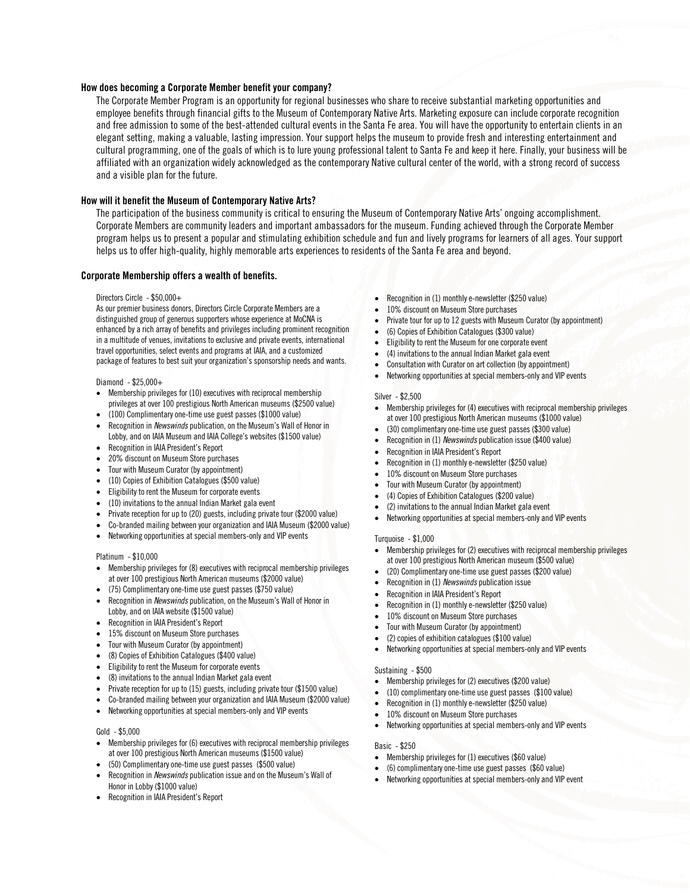### How does becoming a Corporate Member benefit your company?

The Corporate Member Program is an opportunity for regional businesses who share to receive substantial marketing opportunities and employee benefits through financial gifts to the Museum of Contemporary Native Arts. Marketing exposure can include corporate recognition and free admission to some of the best-attended cultural events in the Santa Fe area. You will have the opportunity to entertain clients in an elegant setting, making a valuable, lasting impression. Your support helps the museum to provide fresh and interesting entertainment and cultural programming, one of the goals of which is to lure young professional talent to Santa Fe and keep it here. Finally, your business will be affiliated with an organization widely acknowledged as the contemporary Native cultural center of the world, with a strong record of success and a visible plan for the future.

### How will it benefit the Museum of Contemporary Native Arts?

The participation of the business community is critical to ensuring the Museum of Contemporary Native Arts' ongoing accomplishment. Corporate Members are community leaders and important ambassadors for the museum. Funding achieved through the Corporate Member program helps us to present a popular and stimulating exhibition schedule and fun and lively programs for learners of all ages. Your support helps us to offer high-quality, highly memorable arts experiences to residents of the Santa Fe area and beyond.

### Corporate Membership offers a wealth of benefits.

Directors Circle - $50,000+

As our premier business donors, Directors Circle Corporate Members are a distinguished group of generous supporters whose experience at MoCNA is enhanced by a rich array of benefits and privileges including prominent recognition in a multitude of venues, invitations to exclusive and private events, international travel opportunities, select events and programs at IAIA, and a customized package of features to best suit your organization's sponsorship needs and wants.

Diamond - $25,000+

- Membership privileges for (10) executives with reciprocal membership privileges at over 100 prestigious North American museums ($2500 value)
- (100) Complimentary one-time use guest passes ($1000 value)
- Recognition in *Newswinds* publication, on the Museum's Wall of Honor in Lobby, and on IAIA Museum and IAIA College's websites ($1500 value)
- Recognition in IAIA President's Report
- 20% discount on Museum Store purchases
- Tour with Museum Curator (by appointment)
- (10) Copies of Exhibition Catalogues ($500 value)
- Eligibility to rent the Museum for corporate events
- (10) invitations to the annual Indian Market gala event
- Private reception for up to (20) guests, including private tour ($2000 value)
- Co-branded mailing between your organization and IAIA Museum ($2000 value)
- Networking opportunities at special members-only and VIP events

Platinum - $10,000

- Membership privileges for (8) executives with reciprocal membership privileges at over 100 prestigious North American museums ($2000 value)
- (75) Complimentary one-time use guest passes ($750 value)
- Recognition in *Newswinds* publication, on the Museum's Wall of Honor in Lobby, and on IAIA website ($1500 value)
- Recognition in IAIA President's Report
- 15% discount on Museum Store purchases
- Tour with Museum Curator (by appointment)
- (8) Copies of Exhibition Catalogues ($400 value)
- Eligibility to rent the Museum for corporate events
- (8) invitations to the annual Indian Market gala event
- Private reception for up to (15) guests, including private tour ($1500 value)
- Co-branded mailing between your organization and IAIA Museum ($2000 value)
- Networking opportunities at special members-only and VIP events

Gold - $5,000

- Membership privileges for (6) executives with reciprocal membership privileges at over 100 prestigious North American museums ($1500 value)
- (50) Complimentary one-time use guest passes ($500 value)
- Recognition in *Newswinds* publication issue and on the Museum's Wall of Honor in Lobby ($1000 value)
- Recognition in IAIA President's Report
- Recognition in (1) monthly e-newsletter ($250 value)
- 10% discount on Museum Store purchases
- Private tour for up to 12 guests with Museum Curator (by appointment)
- (6) Copies of Exhibition Catalogues ($300 value)
- Eligibility to rent the Museum for one corporate event
- (4) invitations to the annual Indian Market gala event
- Consultation with Curator on art collection (by appointment)
- Networking opportunities at special members-only and VIP events

Silver - $2,500

- Membership privileges for (4) executives with reciprocal membership privileges at over 100 prestigious North American museums ($1000 value)
- (30) complimentary one-time use guest passes ($300 value)
- Recognition in (1) *Newswinds* publication issue ($400 value)
- Recognition in IAIA President's Report
- Recognition in (1) monthly e-newsletter ($250 value)
- 10% discount on Museum Store purchases
- Tour with Museum Curator (by appointment)
- (4) Copies of Exhibition Catalogues ($200 value)
- (2) invitations to the annual Indian Market gala event
- Networking opportunities at special members-only and VIP events

Turquoise - $1,000

- Membership privileges for (2) executives with reciprocal membership privileges at over 100 prestigious North American museum ($500 value)
- (20) Complimentary one-time use guest passes ($200 value)
- Recognition in (1) *Newswinds* publication issue
- Recognition in IAIA President's Report
- Recognition in (1) monthly e-newsletter ($250 value)
- 10% discount on Museum Store purchases
- Tour with Museum Curator (by appointment)
- (2) copies of exhibition catalogues ($100 value)
- Networking opportunities at special members-only and VIP events

Sustaining - $500

- Membership privileges for (2) executives ($200 value)
- (10) complimentary one-time use guest passes ($100 value)
- Recognition in (1) monthly e-newsletter ($250 value)
- 10% discount on Museum Store purchases
- Networking opportunities at special members-only and VIP events

Basic - $250

- Membership privileges for (1) executives ($60 value)
- (6) complimentary one-time use guest passes ($60 value)
- Networking opportunities at special members-only and VIP event